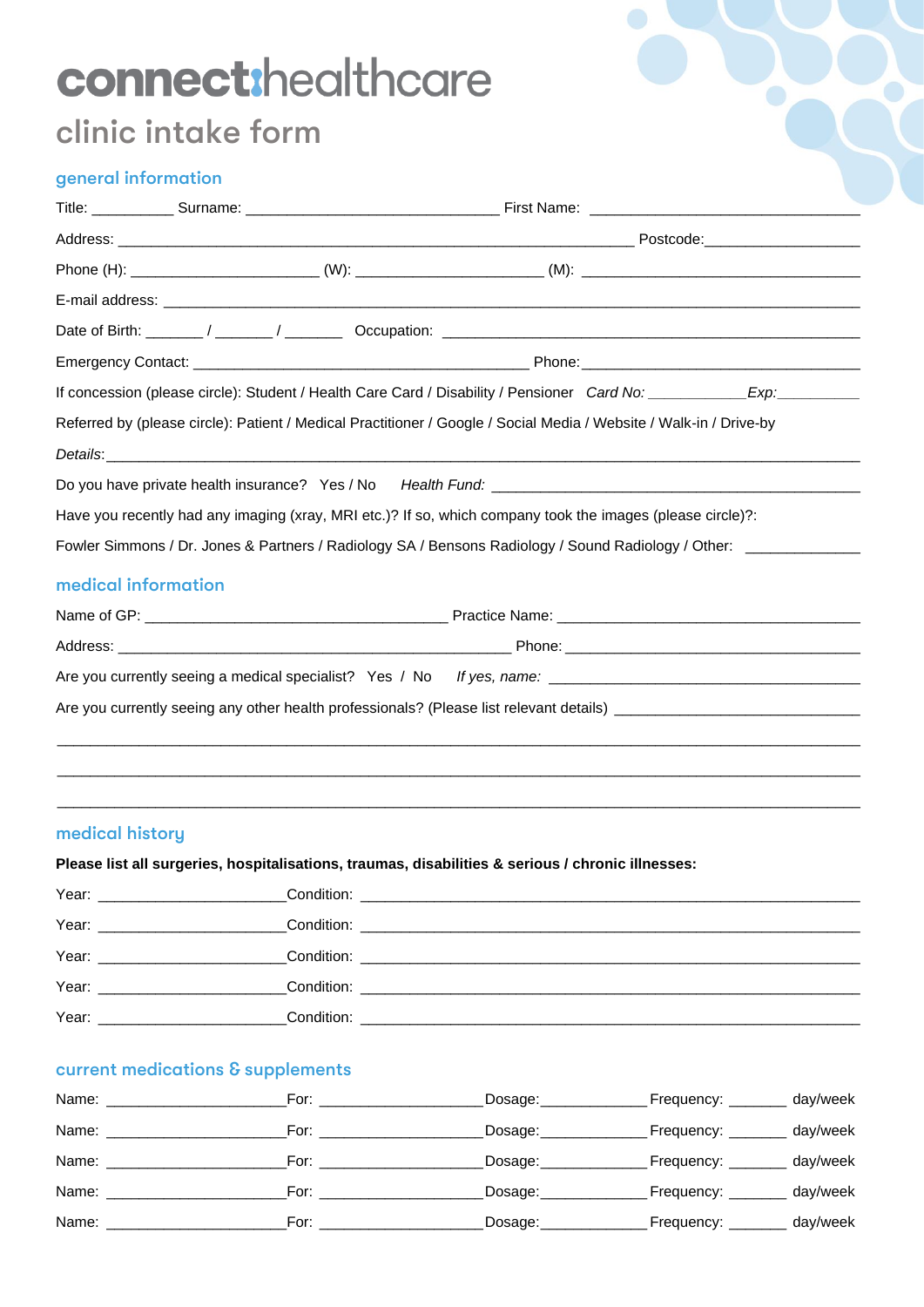# connect:healthcare

## clinic intake form

### general information

Title: __________ Surname: ______________________________ First Name: ________________________________

Address: _______________________________________________________________ Postcode:__________________

Phone (H): ______________________ (W): ______________________ (M): ________________________________

E-mail address: ______________________________________________________________________________

Date of Birth: _______ / _______ / _______ Occupation: ______________________________________________

Emergency Contact: ________________________________________ Phone:________________________________

If concession (please circle): Student / Health Care Card / Disability / Pensioner *Card No:* ___________*Exp:*__________

Referred by (please circle): Patient / Medical Practitioner / Google / Social Media / Website / Walk-in / Drive-by

*Details*:____________________________________________________________________________________

Do you have private health insurance? Yes / No *Health Fund:* ____________________________________________

Have you recently had any imaging (xray, MRI etc.)? If so, which company took the images (please circle)?:

Fowler Simmons / Dr. Jones & Partners / Radiology SA / Bensons Radiology / Sound Radiology / Other: _____________

### medical information

Name of GP: ____________________________________ Practice Name: ____________________________________

Address: _______________________________________________ Phone: _____________________________________

Are you currently seeing a medical specialist? Yes / No *If yes, name:* ______________________________________

Are you currently seeing any other health professionals? (Please list relevant details) _____________________________

______________________________________________________________________________________________

______________________________________________________________________________________________

______________________________________________________________________________________________

### medical history

**Please list all surgeries, hospitalisations, traumas, disabilities & serious / chronic illnesses:**

Year: ______________________Condition: ____________________________________________________________

Year: ______________________Condition: ____________________________________________________________

Year: ______________________Condition: ____________________________________________________________

Year: ______________________Condition: ____________________________________________________________

Year: ______________________Condition: ____________________________________________________________

### current medications & supplements

Name: _____________________For: ___________________Dosage:____________Frequency: _______ day/week

Name: _____________________For: ___________________Dosage:____________Frequency: _______ day/week

Name: _____________________For: ___________________Dosage:____________Frequency: _______ day/week

Name: _____________________For: ___________________Dosage:____________Frequency: _______ day/week

Name: _____________________For: ___________________Dosage:____________Frequency: _______ day/week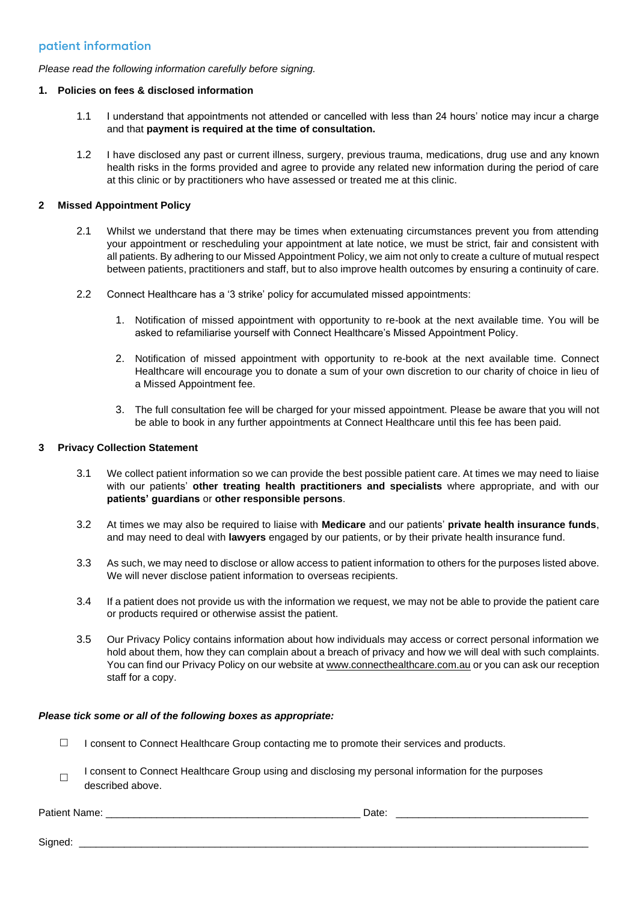## patient information

*Please read the following information carefully before signing.*

### 1. Policies on fees & disclosed information

1.1 I understand that appointments not attended or cancelled with less than 24 hours' notice may incur a charge and that **payment is required at the time of consultation.**

1.2 I have disclosed any past or current illness, surgery, previous trauma, medications, drug use and any known health risks in the forms provided and agree to provide any related new information during the period of care at this clinic or by practitioners who have assessed or treated me at this clinic.

### 2 Missed Appointment Policy

2.1 Whilst we understand that there may be times when extenuating circumstances prevent you from attending your appointment or rescheduling your appointment at late notice, we must be strict, fair and consistent with all patients. By adhering to our Missed Appointment Policy, we aim not only to create a culture of mutual respect between patients, practitioners and staff, but to also improve health outcomes by ensuring a continuity of care.

2.2 Connect Healthcare has a '3 strike' policy for accumulated missed appointments:

1. Notification of missed appointment with opportunity to re-book at the next available time. You will be asked to refamiliarise yourself with Connect Healthcare's Missed Appointment Policy.
2. Notification of missed appointment with opportunity to re-book at the next available time. Connect Healthcare will encourage you to donate a sum of your own discretion to our charity of choice in lieu of a Missed Appointment fee.
3. The full consultation fee will be charged for your missed appointment. Please be aware that you will not be able to book in any further appointments at Connect Healthcare until this fee has been paid.

### 3 Privacy Collection Statement

3.1 We collect patient information so we can provide the best possible patient care. At times we may need to liaise with our patients' **other treating health practitioners and specialists** where appropriate, and with our **patients' guardians** or **other responsible persons**.

3.2 At times we may also be required to liaise with **Medicare** and our patients' **private health insurance funds**, and may need to deal with **lawyers** engaged by our patients, or by their private health insurance fund.

3.3 As such, we may need to disclose or allow access to patient information to others for the purposes listed above. We will never disclose patient information to overseas recipients.

3.4 If a patient does not provide us with the information we request, we may not be able to provide the patient care or products required or otherwise assist the patient.

3.5 Our Privacy Policy contains information about how individuals may access or correct personal information we hold about them, how they can complain about a breach of privacy and how we will deal with such complaints. You can find our Privacy Policy on our website at www.connecthealthcare.com.au or you can ask our reception staff for a copy.

***Please tick some or all of the following boxes as appropriate:***

☐ I consent to Connect Healthcare Group contacting me to promote their services and products.

☐ I consent to Connect Healthcare Group using and disclosing my personal information for the purposes described above.

Patient Name: ______________________________ Date: ______________________

Signed: ________________________________________________________